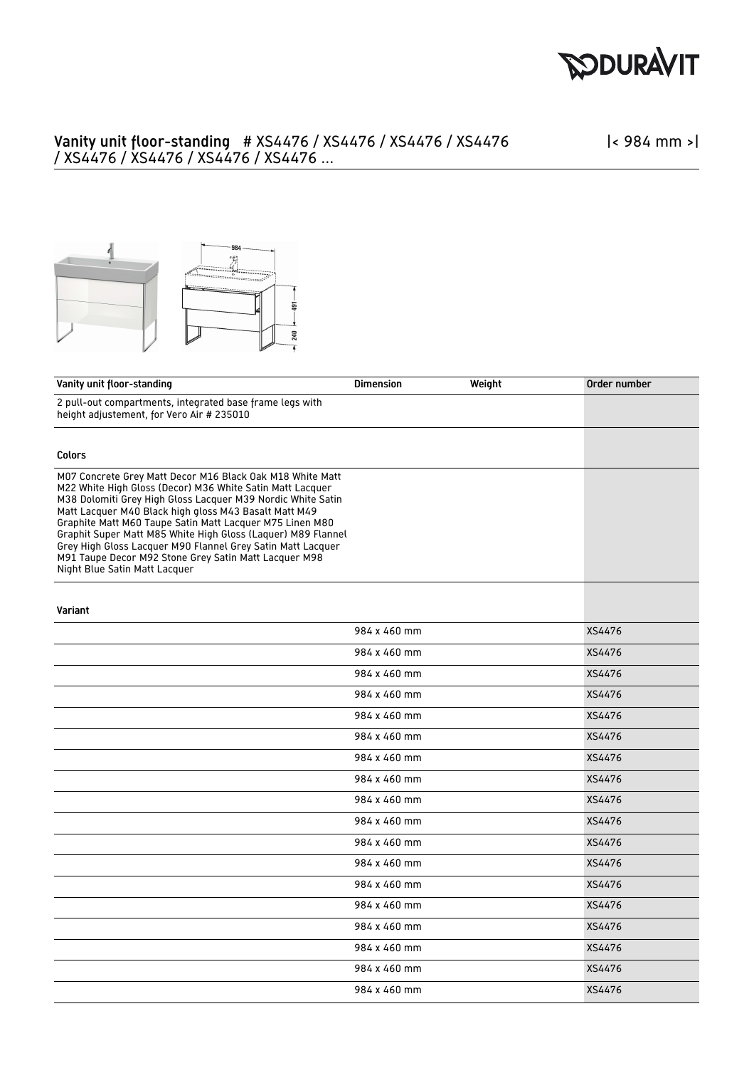# Vanity unit floor-standing # XS4476 / XS4476 / XS4476 / XS4476 / XS4476 / XS4476 / XS4476 / XS4476 ...

|< 984 mm >|

| Vanity unit floor-standing | Dimension | Weight | Order number |
|---|---|---|---|
| 2 pull-out compartments, integrated base frame legs with height adjustement, for Vero Air # 235010 | | | |
| **Colors** | | | |
| M07 Concrete Grey Matt Decor M16 Black Oak M18 White Matt M22 White High Gloss (Decor) M36 White Satin Matt Lacquer M38 Dolomiti Grey High Gloss Lacquer M39 Nordic White Satin Matt Lacquer M40 Black high gloss M43 Basalt Matt M49 Graphite Matt M60 Taupe Satin Matt Lacquer M75 Linen M80 Graphit Super Matt M85 White High Gloss (Laquer) M89 Flannel Grey High Gloss Lacquer M90 Flannel Grey Satin Matt Lacquer M91 Taupe Decor M92 Stone Grey Satin Matt Lacquer M98 Night Blue Satin Matt Lacquer | | | |
| **Variant** | | | |
| | 984 x 460 mm | | XS4476 |
| | 984 x 460 mm | | XS4476 |
| | 984 x 460 mm | | XS4476 |
| | 984 x 460 mm | | XS4476 |
| | 984 x 460 mm | | XS4476 |
| | 984 x 460 mm | | XS4476 |
| | 984 x 460 mm | | XS4476 |
| | 984 x 460 mm | | XS4476 |
| | 984 x 460 mm | | XS4476 |
| | 984 x 460 mm | | XS4476 |
| | 984 x 460 mm | | XS4476 |
| | 984 x 460 mm | | XS4476 |
| | 984 x 460 mm | | XS4476 |
| | 984 x 460 mm | | XS4476 |
| | 984 x 460 mm | | XS4476 |
| | 984 x 460 mm | | XS4476 |
| | 984 x 460 mm | | XS4476 |
| | 984 x 460 mm | | XS4476 |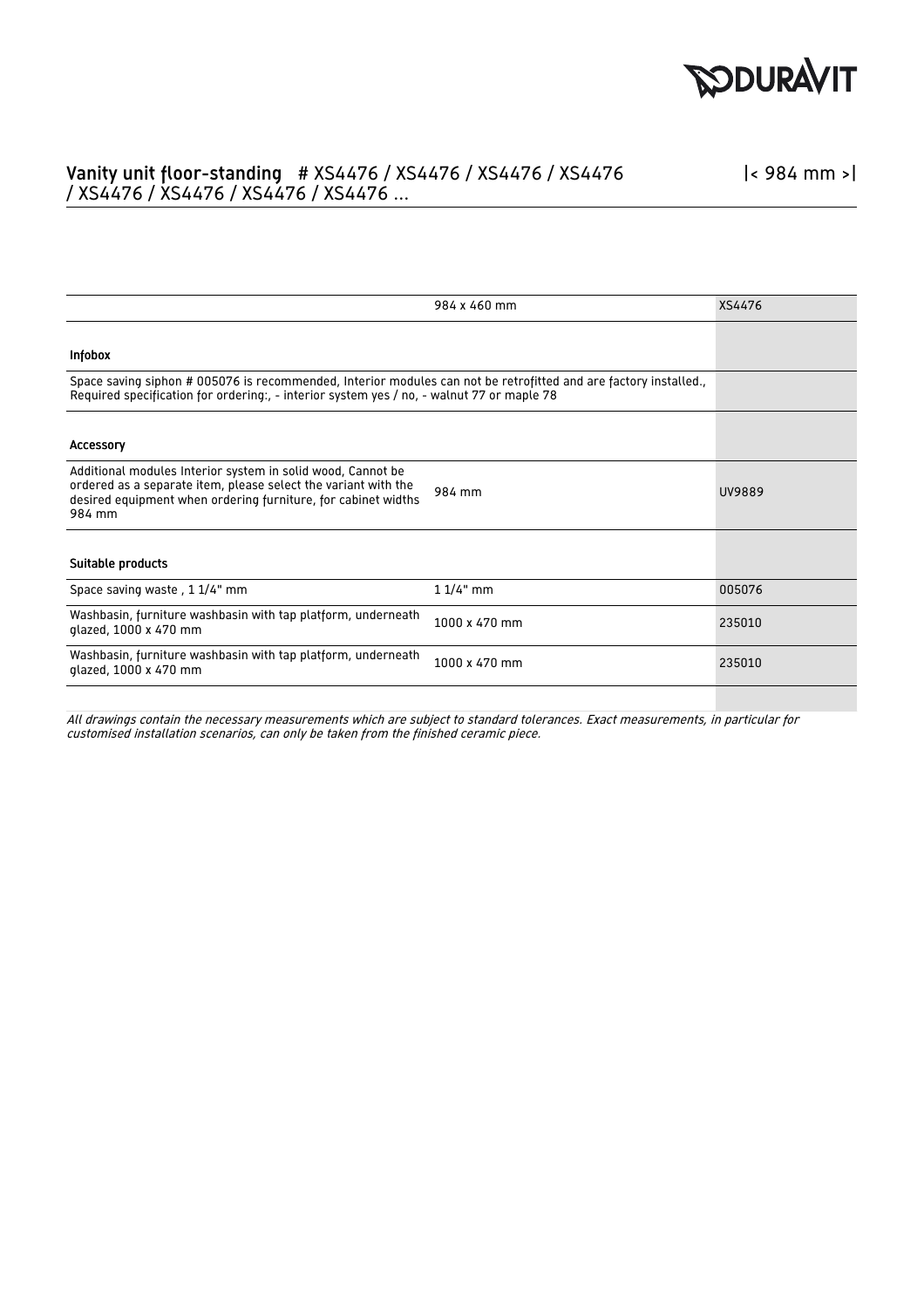## Vanity unit floor-standing # XS4476 / XS4476 / XS4476 / XS4476 / XS4476 / XS4476 / XS4476 / XS4476 ...

|< 984 mm >|

| | | |
|---|---|---|
| | 984 x 460 mm | XS4476 |
| **Infobox** | | |
| Space saving siphon # 005076 is recommended, Interior modules can not be retrofitted and are factory installed., Required specification for ordering:, - interior system yes / no, - walnut 77 or maple 78 | | |
| **Accessory** | | |
| Additional modules Interior system in solid wood, Cannot be ordered as a separate item, please select the variant with the desired equipment when ordering furniture, for cabinet widths 984 mm | 984 mm | UV9889 |
| **Suitable products** | | |
| Space saving waste , 1 1/4" mm | 1 1/4" mm | 005076 |
| Washbasin, furniture washbasin with tap platform, underneath glazed, 1000 x 470 mm | 1000 x 470 mm | 235010 |
| Washbasin, furniture washbasin with tap platform, underneath glazed, 1000 x 470 mm | 1000 x 470 mm | 235010 |

*All drawings contain the necessary measurements which are subject to standard tolerances. Exact measurements, in particular for customised installation scenarios, can only be taken from the finished ceramic piece.*